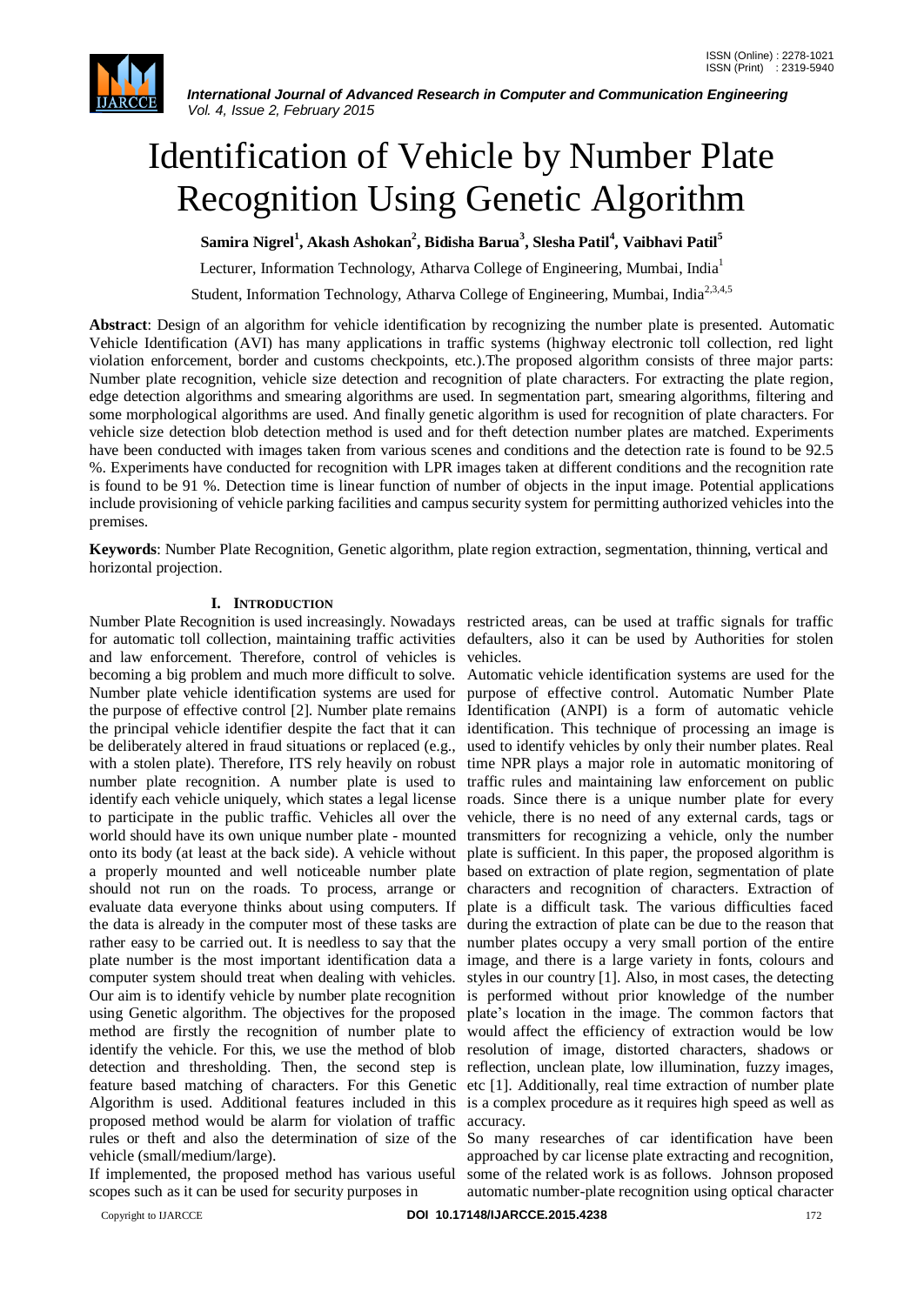# Identification of Vehicle by Number Plate Recognition Using Genetic Algorithm

**Samira Nigrel[1], Akash Ashokan[2], Bidisha Barua[3], Slesha Patil[4], Vaibhavi Patil[5]**

Lecturer, Information Technology, Atharva College of Engineering, Mumbai, India[1]

Student, Information Technology, Atharva College of Engineering, Mumbai, India[2,3,4,5]

**Abstract**: Design of an algorithm for vehicle identification by recognizing the number plate is presented. Automatic Vehicle Identification (AVI) has many applications in traffic systems (highway electronic toll collection, red light violation enforcement, border and customs checkpoints, etc.).The proposed algorithm consists of three major parts: Number plate recognition, vehicle size detection and recognition of plate characters. For extracting the plate region, edge detection algorithms and smearing algorithms are used. In segmentation part, smearing algorithms, filtering and some morphological algorithms are used. And finally genetic algorithm is used for recognition of plate characters. For vehicle size detection blob detection method is used and for theft detection number plates are matched. Experiments have been conducted with images taken from various scenes and conditions and the detection rate is found to be 92.5 %. Experiments have conducted for recognition with LPR images taken at different conditions and the recognition rate is found to be 91 %. Detection time is linear function of number of objects in the input image. Potential applications include provisioning of vehicle parking facilities and campus security system for permitting authorized vehicles into the premises.

**Keywords**: Number Plate Recognition, Genetic algorithm, plate region extraction, segmentation, thinning, vertical and horizontal projection.

## I. INTRODUCTION

Number Plate Recognition is used increasingly. Nowadays for automatic toll collection, maintaining traffic activities and law enforcement. Therefore, control of vehicles is becoming a big problem and much more difficult to solve. Number plate vehicle identification systems are used for the purpose of effective control [2]. Number plate remains the principal vehicle identifier despite the fact that it can be deliberately altered in fraud situations or replaced (e.g., with a stolen plate). Therefore, ITS rely heavily on robust number plate recognition. A number plate is used to identify each vehicle uniquely, which states a legal license to participate in the public traffic. Vehicles all over the world should have its own unique number plate - mounted onto its body (at least at the back side). A vehicle without a properly mounted and well noticeable number plate should not run on the roads. To process, arrange or evaluate data everyone thinks about using computers. If the data is already in the computer most of these tasks are rather easy to be carried out. It is needless to say that the plate number is the most important identification data a computer system should treat when dealing with vehicles. Our aim is to identify vehicle by number plate recognition using Genetic algorithm. The objectives for the proposed method are firstly the recognition of number plate to identify the vehicle. For this, we use the method of blob detection and thresholding. Then, the second step is feature based matching of characters. For this Genetic Algorithm is used. Additional features included in this proposed method would be alarm for violation of traffic rules or theft and also the determination of size of the vehicle (small/medium/large).

If implemented, the proposed method has various useful scopes such as it can be used for security purposes in restricted areas, can be used at traffic signals for traffic defaulters, also it can be used by Authorities for stolen vehicles.

Automatic vehicle identification systems are used for the purpose of effective control. Automatic Number Plate Identification (ANPI) is a form of automatic vehicle identification. This technique of processing an image is used to identify vehicles by only their number plates. Real time NPR plays a major role in automatic monitoring of traffic rules and maintaining law enforcement on public roads. Since there is a unique number plate for every vehicle, there is no need of any external cards, tags or transmitters for recognizing a vehicle, only the number plate is sufficient. In this paper, the proposed algorithm is based on extraction of plate region, segmentation of plate characters and recognition of characters. Extraction of plate is a difficult task. The various difficulties faced during the extraction of plate can be due to the reason that number plates occupy a very small portion of the entire image, and there is a large variety in fonts, colours and styles in our country [1]. Also, in most cases, the detecting is performed without prior knowledge of the number plate's location in the image. The common factors that would affect the efficiency of extraction would be low resolution of image, distorted characters, shadows or reflection, unclean plate, low illumination, fuzzy images, etc [1]. Additionally, real time extraction of number plate is a complex procedure as it requires high speed as well as accuracy.

So many researches of car identification have been approached by car license plate extracting and recognition, some of the related work is as follows. Johnson proposed automatic number-plate recognition using optical character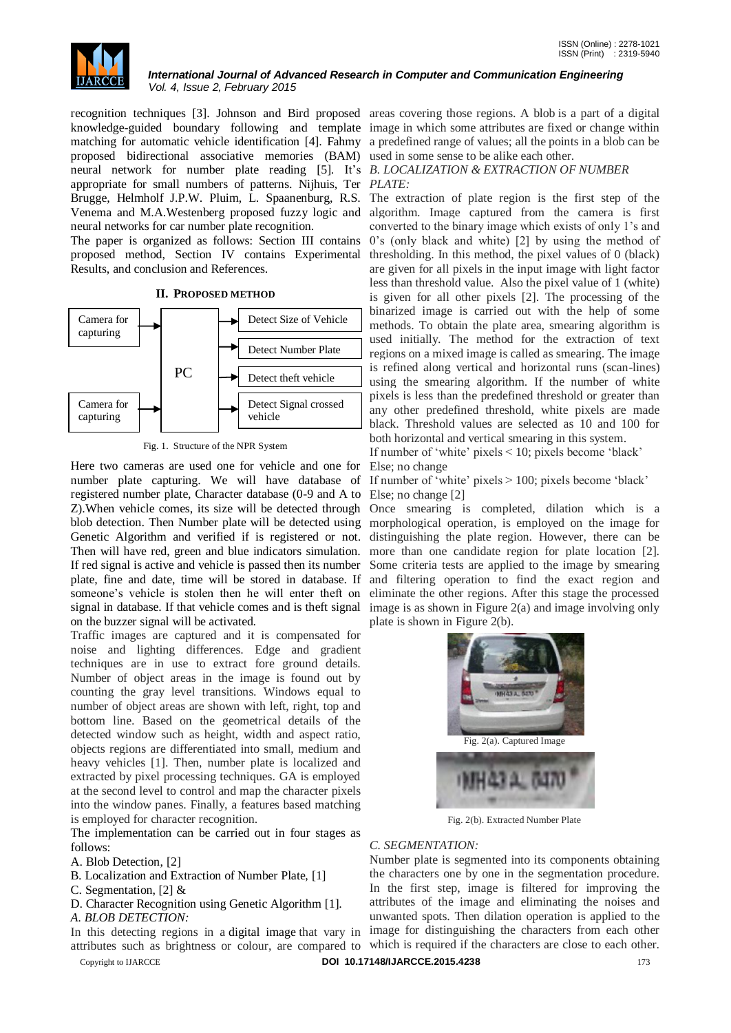recognition techniques [3]. Johnson and Bird proposed knowledge-guided boundary following and template matching for automatic vehicle identification [4]. Fahmy proposed bidirectional associative memories (BAM) neural network for number plate reading [5]. It's appropriate for small numbers of patterns. Nijhuis, Ter Brugge, Helmholf J.P.W. Pluim, L. Spaanenburg, R.S. Venema and M.A.Westenberg proposed fuzzy logic and neural networks for car number plate recognition.

The paper is organized as follows: Section III contains proposed method, Section IV contains Experimental Results, and conclusion and References.

## II. PROPOSED METHOD

Camera for capturing → PC ← Camera for capturing

PC → Detect Size of Vehicle; Detect Number Plate; Detect theft vehicle; Detect Signal crossed vehicle

Fig. 1. Structure of the NPR System

Here two cameras are used one for vehicle and one for number plate capturing. We will have database of registered number plate, Character database (0-9 and A to Z).When vehicle comes, its size will be detected through blob detection. Then Number plate will be detected using Genetic Algorithm and verified if is registered or not. Then will have red, green and blue indicators simulation. If red signal is active and vehicle is passed then its number plate, fine and date, time will be stored in database. If someone's vehicle is stolen then he will enter theft on signal in database. If that vehicle comes and is theft signal on the buzzer signal will be activated.

Traffic images are captured and it is compensated for noise and lighting differences. Edge and gradient techniques are in use to extract fore ground details. Number of object areas in the image is found out by counting the gray level transitions. Windows equal to number of object areas are shown with left, right, top and bottom line. Based on the geometrical details of the detected window such as height, width and aspect ratio, objects regions are differentiated into small, medium and heavy vehicles [1]. Then, number plate is localized and extracted by pixel processing techniques. GA is employed at the second level to control and map the character pixels into the window panes. Finally, a features based matching is employed for character recognition.

The implementation can be carried out in four stages as follows:

A. Blob Detection, [2]
B. Localization and Extraction of Number Plate, [1]
C. Segmentation, [2] &
D. Character Recognition using Genetic Algorithm [1].

### *A. BLOB DETECTION:*

In this detecting regions in a digital image that vary in attributes such as brightness or colour, are compared to areas covering those regions. A blob is a part of a digital image in which some attributes are fixed or change within a predefined range of values; all the points in a blob can be used in some sense to be alike each other.

### *B. LOCALIZATION & EXTRACTION OF NUMBER PLATE:*

The extraction of plate region is the first step of the algorithm. Image captured from the camera is first converted to the binary image which exists of only 1's and 0's (only black and white) [2] by using the method of thresholding. In this method, the pixel values of 0 (black) are given for all pixels in the input image with light factor less than threshold value. Also the pixel value of 1 (white) is given for all other pixels [2]. The processing of the binarized image is carried out with the help of some methods. To obtain the plate area, smearing algorithm is used initially. The method for the extraction of text regions on a mixed image is called as smearing. The image is refined along vertical and horizontal runs (scan-lines) using the smearing algorithm. If the number of white pixels is less than the predefined threshold or greater than any other predefined threshold, white pixels are made black. Threshold values are selected as 10 and 100 for both horizontal and vertical smearing in this system.

If number of 'white' pixels < 10; pixels become 'black'
Else; no change
If number of 'white' pixels > 100; pixels become 'black'
Else; no change [2]

Once smearing is completed, dilation which is a morphological operation, is employed on the image for distinguishing the plate region. However, there can be more than one candidate region for plate location [2]. Some criteria tests are applied to the image by smearing and filtering operation to find the exact region and eliminate the other regions. After this stage the processed image is as shown in Figure 2(a) and image involving only plate is shown in Figure 2(b).

Fig. 2(a). Captured Image

Fig. 2(b). Extracted Number Plate

### *C. SEGMENTATION:*

Number plate is segmented into its components obtaining the characters one by one in the segmentation procedure. In the first step, image is filtered for improving the attributes of the image and eliminating the noises and unwanted spots. Then dilation operation is applied to the image for distinguishing the characters from each other which is required if the characters are close to each other.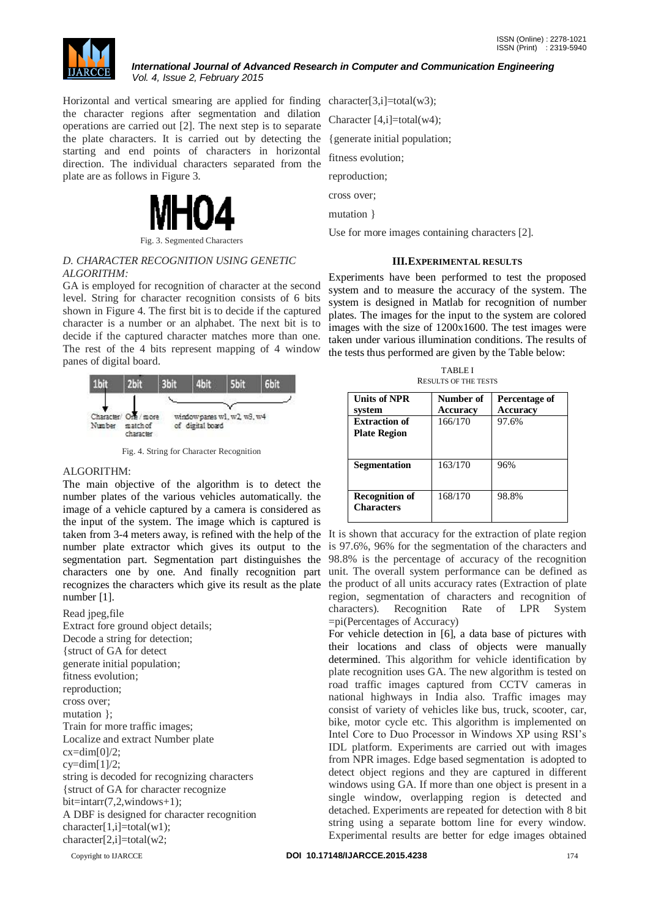Horizontal and vertical smearing are applied for finding the character regions after segmentation and dilation operations are carried out [2]. The next step is to separate the plate characters. It is carried out by detecting the starting and end points of characters in horizontal direction. The individual characters separated from the plate are as follows in Figure 3.

Fig. 3. Segmented Characters

### *D. CHARACTER RECOGNITION USING GENETIC ALGORITHM:*

GA is employed for recognition of character at the second level. String for character recognition consists of 6 bits shown in Figure 4. The first bit is to decide if the captured character is a number or an alphabet. The next bit is to decide if the captured character matches more than one. The rest of the 4 bits represent mapping of 4 window panes of digital board.

Fig. 4. String for Character Recognition

ALGORITHM:

The main objective of the algorithm is to detect the number plates of the various vehicles automatically. the image of a vehicle captured by a camera is considered as the input of the system. The image which is captured is taken from 3-4 meters away, is refined with the help of the number plate extractor which gives its output to the segmentation part. Segmentation part distinguishes the characters one by one. And finally recognition part recognizes the characters which give its result as the plate number [1].

```
Read jpeg,file
Extract fore ground object details;
Decode a string for detection;
{struct of GA for detect
generate initial population;
fitness evolution;
reproduction;
cross over;
mutation };
Train for more traffic images;
Localize and extract Number plate
cx=dim[0]/2;
cy=dim[1]/2;
string is decoded for recognizing characters
{struct of GA for character recognize
bit=intarr(7,2,windows+1);
A DBF is designed for character recognition
character[1,i]=total(w1);
character[2,i]=total(w2;
character[3,i]=total(w3);
Character [4,i]=total(w4);
{generate initial population;
fitness evolution;
reproduction;
cross over;
mutation }
Use for more images containing characters [2].
```

## III. EXPERIMENTAL RESULTS

Experiments have been performed to test the proposed system and to measure the accuracy of the system. The system is designed in Matlab for recognition of number plates. The images for the input to the system are colored images with the size of 1200x1600. The test images were taken under various illumination conditions. The results of the tests thus performed are given by the Table below:

TABLE I
RESULTS OF THE TESTS

| Units of NPR system | Number of Accuracy | Percentage of Accuracy |
|---|---|---|
| **Extraction of Plate Region** | 166/170 | 97.6% |
| **Segmentation** | 163/170 | 96% |
| **Recognition of Characters** | 168/170 | 98.8% |

It is shown that accuracy for the extraction of plate region is 97.6%, 96% for the segmentation of the characters and 98.8% is the percentage of accuracy of the recognition unit. The overall system performance can be defined as the product of all units accuracy rates (Extraction of plate region, segmentation of characters and recognition of characters). Recognition Rate of LPR System =pi(Percentages of Accuracy)

For vehicle detection in [6], a data base of pictures with their locations and class of objects were manually determined. This algorithm for vehicle identification by plate recognition uses GA. The new algorithm is tested on road traffic images captured from CCTV cameras in national highways in India also. Traffic images may consist of variety of vehicles like bus, truck, scooter, car, bike, motor cycle etc. This algorithm is implemented on Intel Core to Duo Processor in Windows XP using RSI's IDL platform. Experiments are carried out with images from NPR images. Edge based segmentation is adopted to detect object regions and they are captured in different windows using GA. If more than one object is present in a single window, overlapping region is detected and detached. Experiments are repeated for detection with 8 bit string using a separate bottom line for every window. Experimental results are better for edge images obtained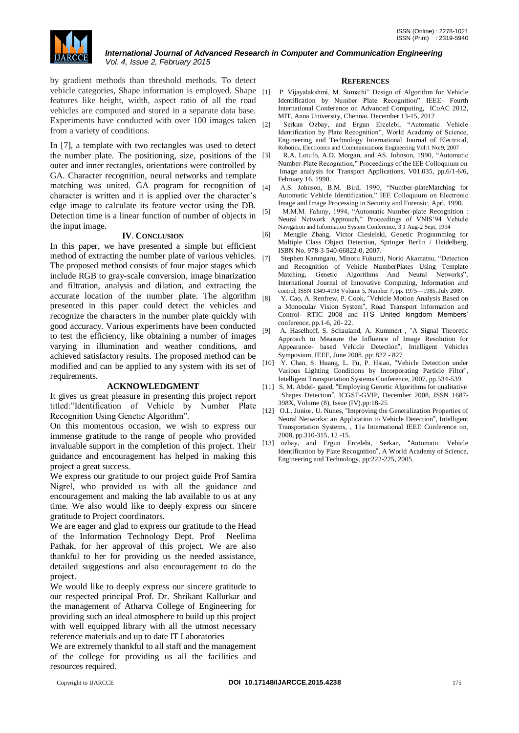by gradient methods than threshold methods. To detect vehicle categories, Shape information is employed. Shape features like height, width, aspect ratio of all the road vehicles are computed and stored in a separate data base. Experiments have conducted with over 100 images taken from a variety of conditions.

In [7], a template with two rectangles was used to detect the number plate. The positioning, size, positions of the outer and inner rectangles, orientations were controlled by GA. Character recognition, neural networks and template matching was united. GA program for recognition of character is written and it is applied over the character's edge image to calculate its feature vector using the DB. Detection time is a linear function of number of objects in the input image.

## IV. CONCLUSION

In this paper, we have presented a simple but efficient method of extracting the number plate of various vehicles. The proposed method consists of four major stages which include RGB to gray-scale conversion, image binarization and filtration, analysis and dilation, and extracting the accurate location of the number plate. The algorithm presented in this paper could detect the vehicles and recognize the characters in the number plate quickly with good accuracy. Various experiments have been conducted to test the efficiency, like obtaining a number of images varying in illumination and weather conditions, and achieved satisfactory results. The proposed method can be modified and can be applied to any system with its set of requirements.

## ACKNOWLEDGMENT

It gives us great pleasure in presenting this project report titled:"Identification of Vehicle by Number Plate Recognition Using Genetic Algorithm".

On this momentous occasion, we wish to express our immense gratitude to the range of people who provided invaluable support in the completion of this project. Their guidance and encouragement has helped in making this project a great success.

We express our gratitude to our project guide Prof Samira Nigrel, who provided us with all the guidance and encouragement and making the lab available to us at any time. We also would like to deeply express our sincere gratitude to Project coordinators.

We are eager and glad to express our gratitude to the Head of the Information Technology Dept. Prof Neelima Pathak, for her approval of this project. We are also thankful to her for providing us the needed assistance, detailed suggestions and also encouragement to do the project.

We would like to deeply express our sincere gratitude to our respected principal Prof. Dr. Shrikant Kallurkar and the management of Atharva College of Engineering for providing such an ideal atmosphere to build up this project with well equipped library with all the utmost necessary reference materials and up to date IT Laboratories

We are extremely thankful to all staff and the management of the college for providing us all the facilities and resources required.

## REFERENCES

[1] P. Vijayalakshmi, M. Sumathi" Design of Algorithm for Vehicle Identification by Number Plate Recognition" IEEE- Fourth International Conference on Advanced Computing, ICoAC 2012, MIT, Anna University, Chennai. December 13-15, 2012

[2] Serkan Ozbay, and Ergun Ercelebi, "Automatic Vehicle Identification by Plate Recognition", World Academy of Science, Engineering and Technology International Journal of Electrical, Robotics, Electronics and Communications Engineering Vol:1 No:9, 2007

[3] R.A. Lotufo, A.D. Morgan, and AS. Johnson, 1990, "Automatic Number-Plate Recognition," Proceedings of the IEE Colloquium on Image analysis for Transport Applications, V01.035, pp.6/1-6/6, February 16, 1990.

[4] A.S. Johnson, B.M. Bird, 1990, "Number-plateMatching for Automatic Vehicle Identification," IEE Colloquium on Electronic Image and Image Processing in Security and Forensic, Aprl, 1990.

[5] M.M.M. Fahmy, 1994, "Automatic Number-plate Recognition : Neural Network Approach," Proceedings of VNIS'94 Vehicle Navigation and Information System Conference, 3 1 Aug-2 Sept, 1994

[6] Mengjie Zhang, Victor Ciesielski, Genetic Programming for Multiple Class Object Detection, Springer Berlin / Heidelberg, ISBN No. 978-3-540-66822-0, 2007.

[7] Stephen Karungaru, Minoru Fukumi, Norio Akamatsu, "Detection and Recognition of Vehicle NumberPlates Using Template Matching, Genetic Algorithms And Neural Networks", International Journal of Innovative Computing, Information and control, ISSN 1349-4198 Volume 5, Number 7, pp. 1975—1985, July 2009.

[8] Y. Cao, A. Renfrew, P. Cook, "Vehicle Motion Analysis Based on a Monocular Vision System", Road Transport Information and Control- RTIC 2008 and ITS United kingdom Members' conference, pp.1-6, 20- 22.

[9] A. Haselhoff, S. Schauland, A. Kummert , "A Signal Theoretic Approach to Measure the Influence of Image Resolution for Appearance- based Vehicle Detection", Intelligent Vehicles Symposium, IEEE, June 2008. pp: 822 - 827

[10] Y. Chan, S. Huang, L. Fu, P. Hsiao, "Vehicle Detection under Various Lighting Conditions by Incorporating Particle Filter", Intelligent Transportation Systems Conference, 2007, pp.534-539.

[11] S. M. Abdel- gaied, "Employing Genetic Algorithms for qualitative Shapes Detection", ICGST-GVIP, December 2008, ISSN 1687-398X, Volume (8), Issue (IV).pp:18-25

[12] O.L. Junior, U. Nunes, "Improving the Generalization Properties of Neural Networks: an Application to Vehicle Detection", Intelligent Transportation Systems, , 11th International IEEE Conference on, 2008, pp.310-315, 12 -15.

[13] ozbay, and Ergun Ercelebi, Serkan, "Automatic Vehicle Identification by Plate Recognition", A World Academy of Science, Engineering and Technology, pp:222-225, 2005.